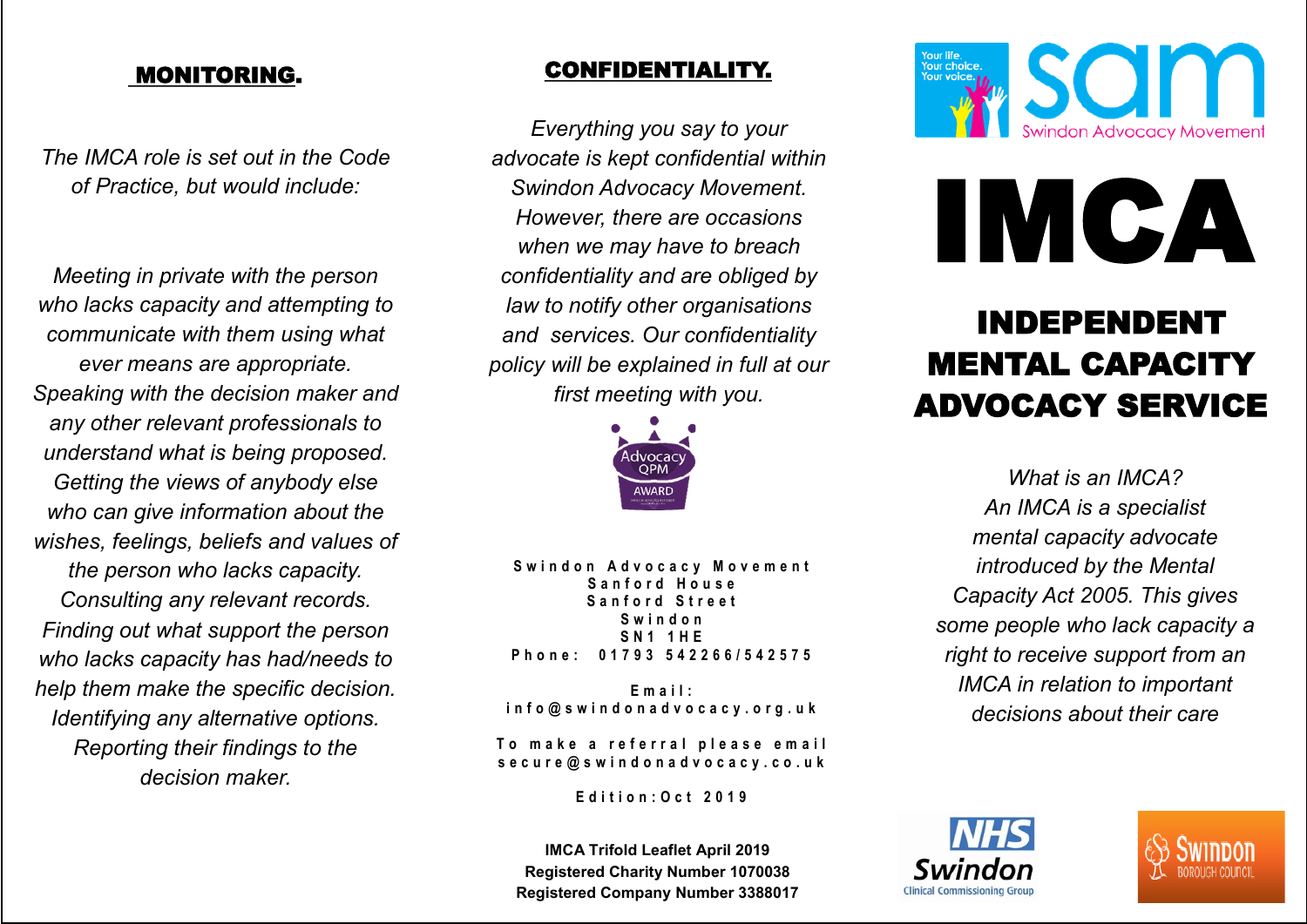## MONITORING.

*The IMCA role is set out in the Code of Practice, but would include:*

*Meeting in private with the person who lacks capacity and attempting to communicate with them using what ever means are appropriate.*
*Speaking with the decision maker and any other relevant professionals to understand what is being proposed.*
*Getting the views of anybody else who can give information about the wishes, feelings, beliefs and values of the person who lacks capacity.*
*Consulting any relevant records.*
*Finding out what support the person who lacks capacity has had/needs to help them make the specific decision.*
*Identifying any alternative options.*
*Reporting their findings to the decision maker.*

## CONFIDENTIALITY.

*Everything you say to your advocate is kept confidential within Swindon Advocacy Movement. However, there are occasions when we may have to breach confidentiality and are obliged by law to notify other organisations and services. Our confidentiality policy will be explained in full at our first meeting with you.*

Advocacy QPM AWARD

**Swindon Advocacy Movement**
**Sanford House**
**Sanford Street**
**Swindon**
**SN1 1HE**
**Phone: 01793 542266/542575**

**Email:**
**info@swindonadvocacy.org.uk**

**To make a referral please email**
**secure@swindonadvocacy.co.uk**

**Edition:Oct 2019**

**IMCA Trifold Leaflet April 2019**
**Registered Charity Number 1070038**
**Registered Company Number 3388017**

Your life. Your choice. Your voice.
sam
Swindon Advocacy Movement

# IMCA

# INDEPENDENT MENTAL CAPACITY ADVOCACY SERVICE

*What is an IMCA?*
*An IMCA is a specialist mental capacity advocate introduced by the Mental Capacity Act 2005. This gives some people who lack capacity a right to receive support from an IMCA in relation to important decisions about their care*

NHS Swindon Clinical Commissioning Group

Swindon Borough Council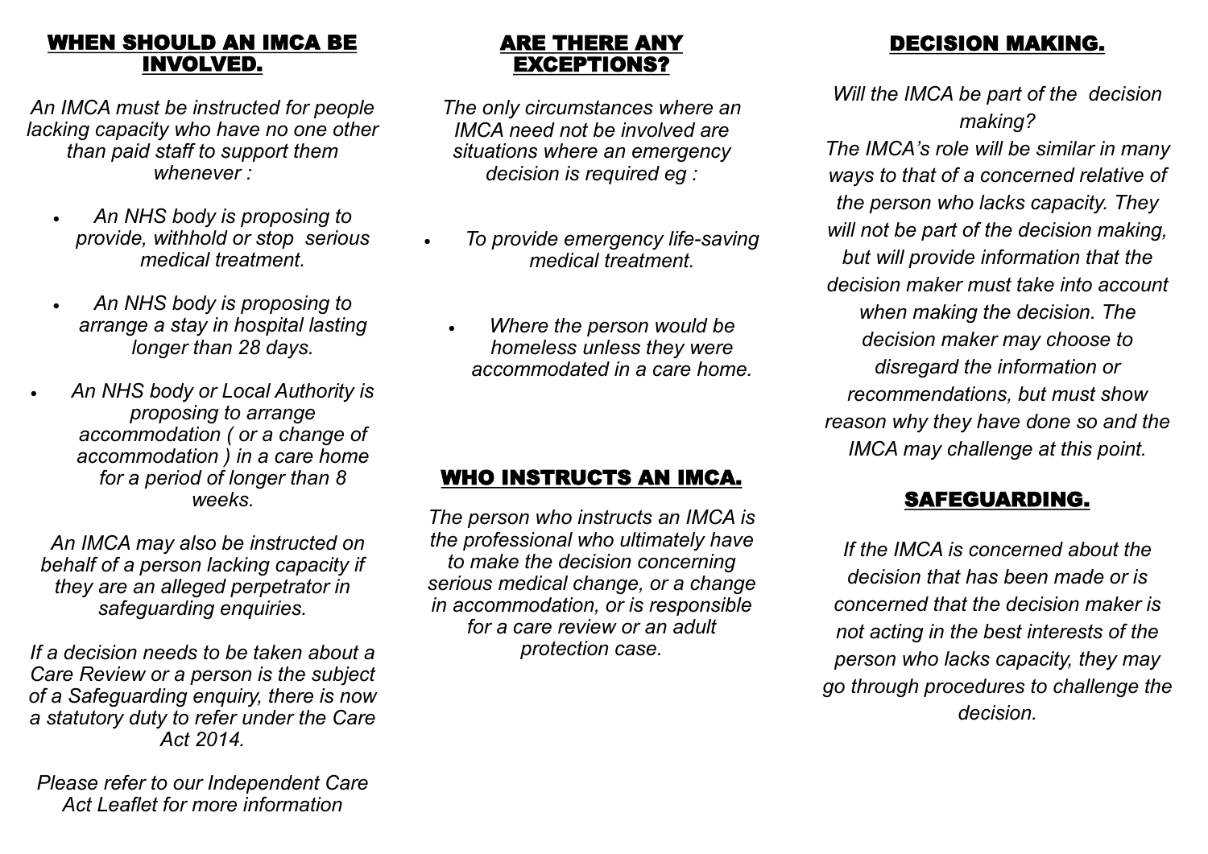## WHEN SHOULD AN IMCA BE INVOLVED.

*An IMCA must be instructed for people lacking capacity who have no one other than paid staff to support them whenever :*

- *An NHS body is proposing to provide, withhold or stop serious medical treatment.*
- *An NHS body is proposing to arrange a stay in hospital lasting longer than 28 days.*
- *An NHS body or Local Authority is proposing to arrange accommodation ( or a change of accommodation ) in a care home for a period of longer than 8 weeks.*

*An IMCA may also be instructed on behalf of a person lacking capacity if they are an alleged perpetrator in safeguarding enquiries.*

*If a decision needs to be taken about a Care Review or a person is the subject of a Safeguarding enquiry, there is now a statutory duty to refer under the Care Act 2014.*

*Please refer to our Independent Care Act Leaflet for more information*

## ARE THERE ANY EXCEPTIONS?

*The only circumstances where an IMCA need not be involved are situations where an emergency decision is required eg :*

- *To provide emergency life-saving medical treatment.*
- *Where the person would be homeless unless they were accommodated in a care home.*

## WHO INSTRUCTS AN IMCA.

*The person who instructs an IMCA is the professional who ultimately have to make the decision concerning serious medical change, or a change in accommodation, or is responsible for a care review or an adult protection case.*

## DECISION MAKING.

*Will the IMCA be part of the decision making?*
*The IMCA's role will be similar in many ways to that of a concerned relative of the person who lacks capacity. They will not be part of the decision making, but will provide information that the decision maker must take into account when making the decision. The decision maker may choose to disregard the information or recommendations, but must show reason why they have done so and the IMCA may challenge at this point.*

## SAFEGUARDING.

*If the IMCA is concerned about the decision that has been made or is concerned that the decision maker is not acting in the best interests of the person who lacks capacity, they may go through procedures to challenge the decision.*